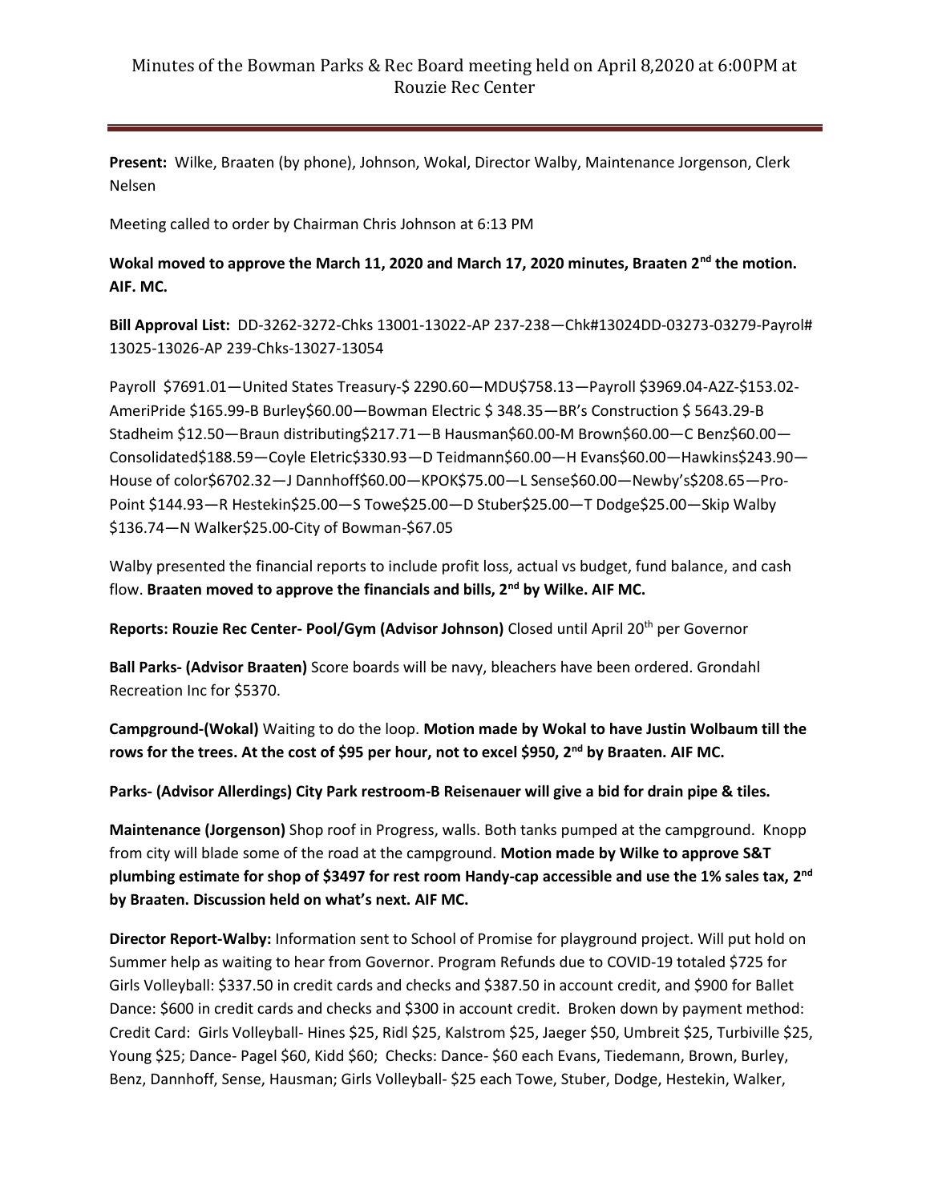# Minutes of the Bowman Parks & Rec Board meeting held on April 8,2020 at 6:00PM at Rouzie Rec Center

**Present:** Wilke, Braaten (by phone), Johnson, Wokal, Director Walby, Maintenance Jorgenson, Clerk Nelsen

Meeting called to order by Chairman Chris Johnson at 6:13 PM

**Wokal moved to approve the March 11, 2020 and March 17, 2020 minutes, Braaten 2nd the motion. AIF. MC.**

**Bill Approval List:** DD-3262-3272-Chks 13001-13022-AP 237-238—Chk#13024DD-03273-03279-Payroll# 13025-13026-AP 239-Chks-13027-13054

Payroll $7691.01—United States Treasury-$ 2290.60—MDU$758.13—Payroll $3969.04-A2Z-$153.02-AmeriPride $165.99-B Burley$60.00—Bowman Electric $ 348.35—BR's Construction $ 5643.29-B Stadheim $12.50—Braun distributing$217.71—B Hausman$60.00-M Brown$60.00—C Benz$60.00—Consolidated$188.59—Coyle Eletric$330.93—D Teidmann$60.00—H Evans$60.00—Hawkins$243.90—House of color$6702.32—J Dannhoff$60.00—KPOK$75.00—L Sense$60.00—Newby's$208.65—Pro-Point $144.93—R Hestekin$25.00—S Towe$25.00—D Stuber$25.00—T Dodge$25.00—Skip Walby $136.74—N Walker$25.00-City of Bowman-$67.05

Walby presented the financial reports to include profit loss, actual vs budget, fund balance, and cash flow. **Braaten moved to approve the financials and bills, 2nd by Wilke. AIF MC.**

**Reports: Rouzie Rec Center- Pool/Gym (Advisor Johnson)** Closed until April 20th per Governor

**Ball Parks- (Advisor Braaten)** Score boards will be navy, bleachers have been ordered. Grondahl Recreation Inc for $5370.

**Campground-(Wokal)** Waiting to do the loop. **Motion made by Wokal to have Justin Wolbaum till the rows for the trees. At the cost of $95 per hour, not to excel $950, 2nd by Braaten. AIF MC.**

**Parks- (Advisor Allerdings) City Park restroom-B Reisenauer will give a bid for drain pipe & tiles.**

**Maintenance (Jorgenson)** Shop roof in Progress, walls. Both tanks pumped at the campground. Knopp from city will blade some of the road at the campground. **Motion made by Wilke to approve S&T plumbing estimate for shop of $3497 for rest room Handy-cap accessible and use the 1% sales tax, 2nd by Braaten. Discussion held on what's next. AIF MC.**

**Director Report-Walby:** Information sent to School of Promise for playground project. Will put hold on Summer help as waiting to hear from Governor. Program Refunds due to COVID-19 totaled $725 for Girls Volleyball: $337.50 in credit cards and checks and $387.50 in account credit, and $900 for Ballet Dance: $600 in credit cards and checks and $300 in account credit. Broken down by payment method: Credit Card: Girls Volleyball- Hines $25, Ridl $25, Kalstrom $25, Jaeger $50, Umbreit $25, Turbiville $25, Young $25; Dance- Pagel $60, Kidd $60; Checks: Dance- $60 each Evans, Tiedemann, Brown, Burley, Benz, Dannhoff, Sense, Hausman; Girls Volleyball- $25 each Towe, Stuber, Dodge, Hestekin, Walker,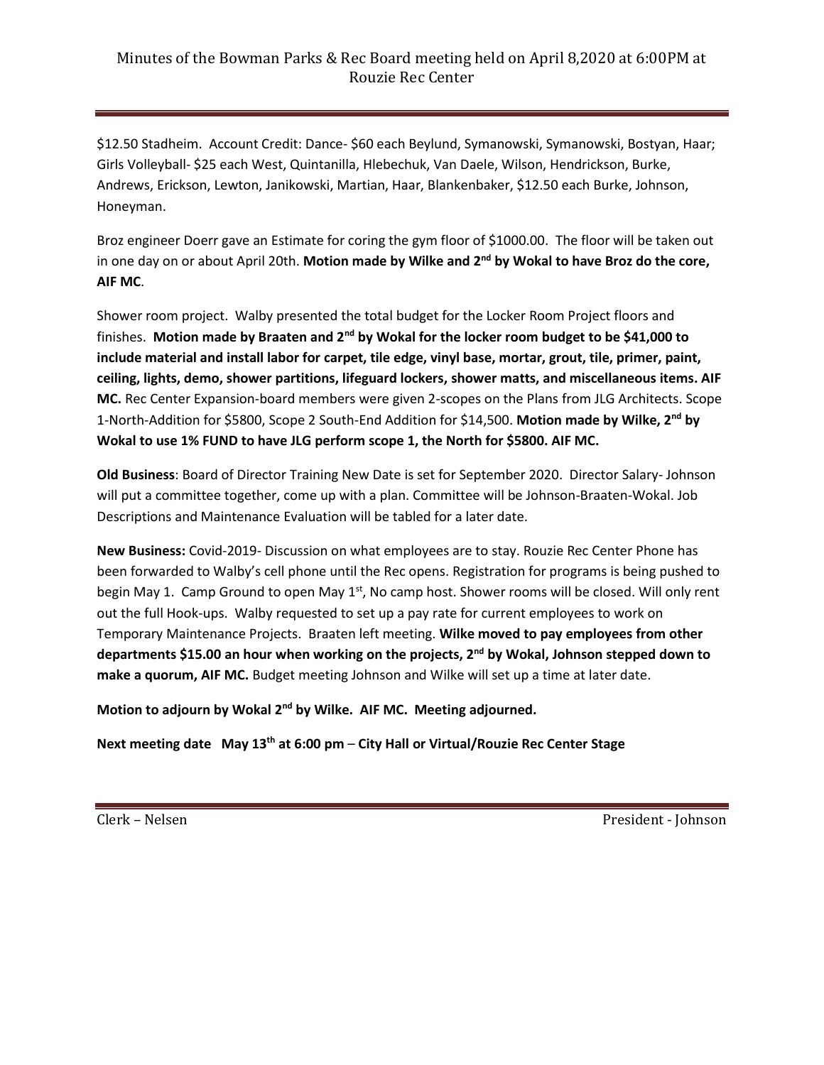$12.50 Stadheim. Account Credit: Dance- $60 each Beylund, Symanowski, Symanowski, Bostyan, Haar; Girls Volleyball- $25 each West, Quintanilla, Hlebechuk, Van Daele, Wilson, Hendrickson, Burke, Andrews, Erickson, Lewton, Janikowski, Martian, Haar, Blankenbaker, $12.50 each Burke, Johnson, Honeyman.

Broz engineer Doerr gave an Estimate for coring the gym floor of $1000.00. The floor will be taken out in one day on or about April 20th. **Motion made by Wilke and 2nd by Wokal to have Broz do the core, AIF MC**.

Shower room project. Walby presented the total budget for the Locker Room Project floors and finishes. **Motion made by Braaten and 2nd by Wokal for the locker room budget to be $41,000 to include material and install labor for carpet, tile edge, vinyl base, mortar, grout, tile, primer, paint, ceiling, lights, demo, shower partitions, lifeguard lockers, shower matts, and miscellaneous items. AIF MC.** Rec Center Expansion-board members were given 2-scopes on the Plans from JLG Architects. Scope 1-North-Addition for $5800, Scope 2 South-End Addition for $14,500. **Motion made by Wilke, 2nd by Wokal to use 1% FUND to have JLG perform scope 1, the North for $5800. AIF MC.**

**Old Business**: Board of Director Training New Date is set for September 2020. Director Salary- Johnson will put a committee together, come up with a plan. Committee will be Johnson-Braaten-Wokal. Job Descriptions and Maintenance Evaluation will be tabled for a later date.

**New Business:** Covid-2019- Discussion on what employees are to stay. Rouzie Rec Center Phone has been forwarded to Walby's cell phone until the Rec opens. Registration for programs is being pushed to begin May 1. Camp Ground to open May 1st, No camp host. Shower rooms will be closed. Will only rent out the full Hook-ups. Walby requested to set up a pay rate for current employees to work on Temporary Maintenance Projects. Braaten left meeting. **Wilke moved to pay employees from other departments $15.00 an hour when working on the projects, 2nd by Wokal, Johnson stepped down to make a quorum, AIF MC.** Budget meeting Johnson and Wilke will set up a time at later date.

**Motion to adjourn by Wokal 2nd by Wilke. AIF MC. Meeting adjourned.**

**Next meeting date May 13th at 6:00 pm – City Hall or Virtual/Rouzie Rec Center Stage**

Clerk – Nelsen　　　　　　　　　　　　　　　　　　　　　President - Johnson